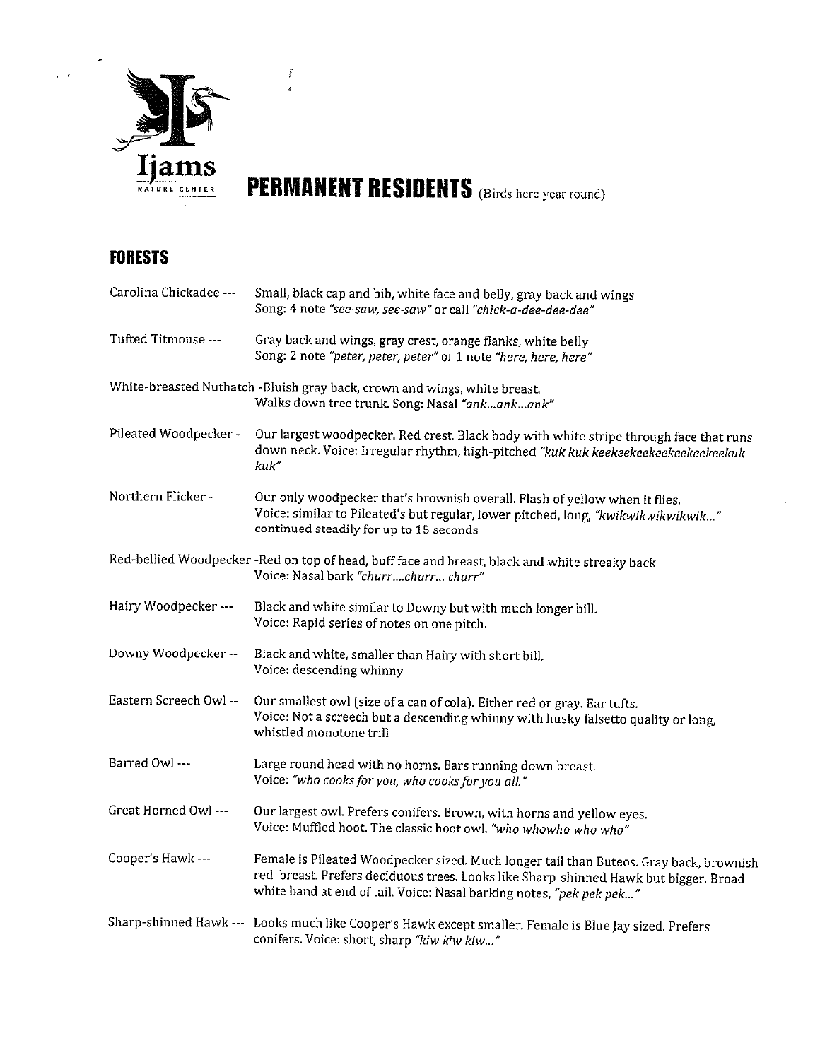Ijams NATURE CENTER

# PERMANENT RESIDENTS (Birds here year round)

## FORESTS

Carolina Chickadee --- Small, black cap and bib, white face and belly, gray back and wings
Song: 4 note *"see-saw, see-saw"* or call *"chick-a-dee-dee-dee"*

Tufted Titmouse --- Gray back and wings, gray crest, orange flanks, white belly
Song: 2 note *"peter, peter, peter"* or 1 note *"here, here, here"*

White-breasted Nuthatch -Bluish gray back, crown and wings, white breast.
Walks down tree trunk. Song: Nasal *"ank...ank...ank"*

Pileated Woodpecker - Our largest woodpecker. Red crest. Black body with white stripe through face that runs down neck. Voice: Irregular rhythm, high-pitched *"kuk kuk keekeekeekeekeekeekeekuk kuk"*

Northern Flicker - Our only woodpecker that's brownish overall. Flash of yellow when it flies.
Voice: similar to Pileated's but regular, lower pitched, long, *"kwikwikwikwikwik..."* continued steadily for up to 15 seconds

Red-bellied Woodpecker -Red on top of head, buff face and breast, black and white streaky back
Voice: Nasal bark *"churr....churr... churr"*

Hairy Woodpecker --- Black and white similar to Downy but with much longer bill.
Voice: Rapid series of notes on one pitch.

Downy Woodpecker -- Black and white, smaller than Hairy with short bill.
Voice: descending whinny

Eastern Screech Owl -- Our smallest owl (size of a can of cola). Either red or gray. Ear tufts.
Voice: Not a screech but a descending whinny with husky falsetto quality or long, whistled monotone trill

Barred Owl --- Large round head with no horns. Bars running down breast.
Voice: *"who cooks for you, who cooks for you all."*

Great Horned Owl --- Our largest owl. Prefers conifers. Brown, with horns and yellow eyes.
Voice: Muffled hoot. The classic hoot owl. *"who whowho who who"*

Cooper's Hawk --- Female is Pileated Woodpecker sized. Much longer tail than Buteos. Gray back, brownish red breast. Prefers deciduous trees. Looks like Sharp-shinned Hawk but bigger. Broad white band at end of tail. Voice: Nasal barking notes, *"pek pek pek..."*

Sharp-shinned Hawk --- Looks much like Cooper's Hawk except smaller. Female is Blue Jay sized. Prefers conifers. Voice: short, sharp *"kiw kiw kiw..."*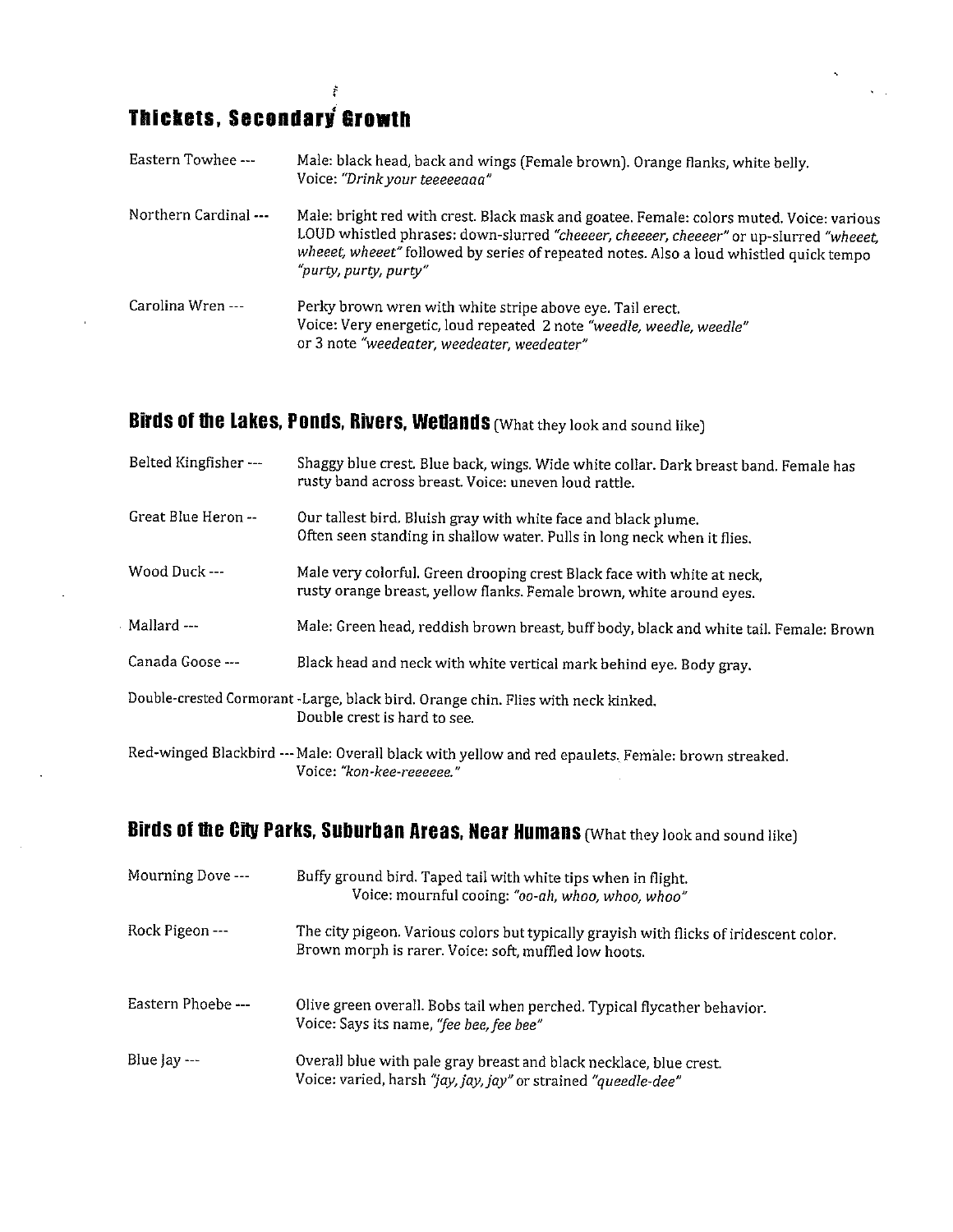## Thickets, Secondary Growth

Eastern Towhee --- Male: black head, back and wings (Female brown). Orange flanks, white belly. Voice: *"Drink your teeeeeaaa"*

Northern Cardinal --- Male: bright red with crest. Black mask and goatee. Female: colors muted. Voice: various LOUD whistled phrases: down-slurred *"cheeeer, cheeeer, cheeeer"* or up-slurred *"wheeet, wheeet, wheeet"* followed by series of repeated notes. Also a loud whistled quick tempo *"purty, purty, purty"*

Carolina Wren --- Perky brown wren with white stripe above eye. Tail erect. Voice: Very energetic, loud repeated 2 note *"weedle, weedle, weedle"* or 3 note *"weedeater, weedeater, weedeater"*

## Birds of the Lakes, Ponds, Rivers, Wetlands (What they look and sound like)

Belted Kingfisher --- Shaggy blue crest. Blue back, wings. Wide white collar. Dark breast band. Female has rusty band across breast. Voice: uneven loud rattle.

Great Blue Heron -- Our tallest bird. Bluish gray with white face and black plume. Often seen standing in shallow water. Pulls in long neck when it flies.

Wood Duck --- Male very colorful. Green drooping crest Black face with white at neck, rusty orange breast, yellow flanks. Female brown, white around eyes.

Mallard --- Male: Green head, reddish brown breast, buff body, black and white tail. Female: Brown

Canada Goose --- Black head and neck with white vertical mark behind eye. Body gray.

Double-crested Cormorant -Large, black bird. Orange chin. Flies with neck kinked. Double crest is hard to see.

Red-winged Blackbird --- Male: Overall black with yellow and red epaulets. Female: brown streaked. Voice: *"kon-kee-reeeeee."*

## Birds of the City Parks, Suburban Areas, Near Humans (What they look and sound like)

Mourning Dove --- Buffy ground bird. Taped tail with white tips when in flight. Voice: mournful cooing: *"oo-ah, whoo, whoo, whoo"*

Rock Pigeon --- The city pigeon. Various colors but typically grayish with flicks of iridescent color. Brown morph is rarer. Voice: soft, muffled low hoots.

Eastern Phoebe --- Olive green overall. Bobs tail when perched. Typical flycather behavior. Voice: Says its name, *"fee bee, fee bee"*

Blue Jay --- Overall blue with pale gray breast and black necklace, blue crest. Voice: varied, harsh *"jay, jay, jay"* or strained *"queedle-dee"*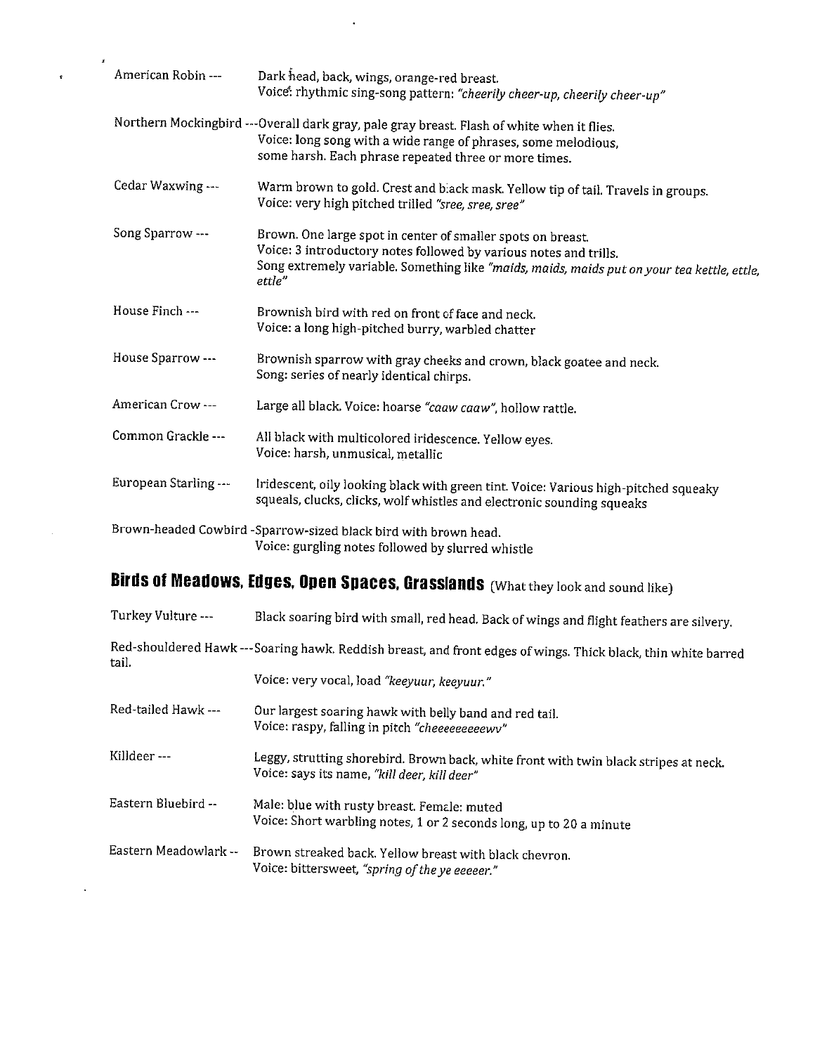American Robin --- Dark head, back, wings, orange-red breast.
Voice: rhythmic sing-song pattern: *"cheerily cheer-up, cheerily cheer-up"*

Northern Mockingbird ---Overall dark gray, pale gray breast. Flash of white when it flies.
Voice: long song with a wide range of phrases, some melodious, some harsh. Each phrase repeated three or more times.

Cedar Waxwing --- Warm brown to gold. Crest and black mask. Yellow tip of tail. Travels in groups.
Voice: very high pitched trilled *"sree, sree, sree"*

Song Sparrow --- Brown. One large spot in center of smaller spots on breast.
Voice: 3 introductory notes followed by various notes and trills.
Song extremely variable. Something like *"maids, maids, maids put on your tea kettle, ettle, ettle"*

House Finch --- Brownish bird with red on front of face and neck.
Voice: a long high-pitched burry, warbled chatter

House Sparrow --- Brownish sparrow with gray cheeks and crown, black goatee and neck.
Song: series of nearly identical chirps.

American Crow --- Large all black. Voice: hoarse *"caaw caaw"*, hollow rattle.

Common Grackle --- All black with multicolored iridescence. Yellow eyes.
Voice: harsh, unmusical, metallic

European Starling --- Iridescent, oily looking black with green tint. Voice: Various high-pitched squeaky squeals, clucks, clicks, wolf whistles and electronic sounding squeaks

Brown-headed Cowbird -Sparrow-sized black bird with brown head.
Voice: gurgling notes followed by slurred whistle

## Birds of Meadows, Edges, Open Spaces, Grasslands (What they look and sound like)

Turkey Vulture --- Black soaring bird with small, red head. Back of wings and flight feathers are silvery.

Red-shouldered Hawk ---Soaring hawk. Reddish breast, and front edges of wings. Thick black, thin white barred tail.
Voice: very vocal, load *"keeyuur, keeyuur."*

Red-tailed Hawk --- Our largest soaring hawk with belly band and red tail.
Voice: raspy, falling in pitch *"cheeeeeeeeewv"*

Killdeer --- Leggy, strutting shorebird. Brown back, white front with twin black stripes at neck.
Voice: says its name, *"kill deer, kill deer"*

Eastern Bluebird -- Male: blue with rusty breast. Female: muted
Voice: Short warbling notes, 1 or 2 seconds long, up to 20 a minute

Eastern Meadowlark -- Brown streaked back. Yellow breast with black chevron.
Voice: bittersweet, *"spring of the ye eeeeer."*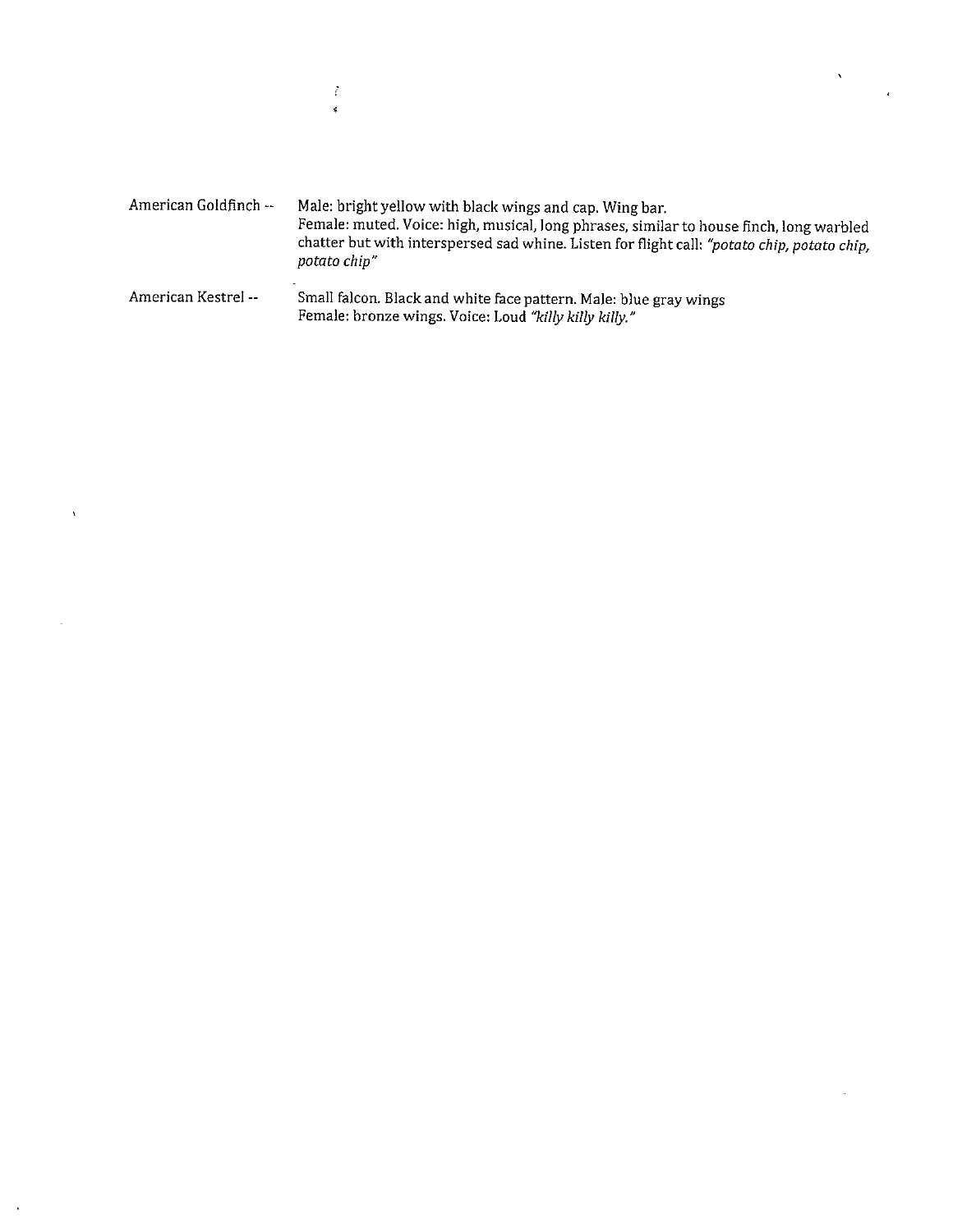American Goldfinch -- Male: bright yellow with black wings and cap. Wing bar.
Female: muted. Voice: high, musical, long phrases, similar to house finch, long warbled chatter but with interspersed sad whine. Listen for flight call: *"potato chip, potato chip, potato chip"*

American Kestrel -- Small falcon. Black and white face pattern. Male: blue gray wings
Female: bronze wings. Voice: Loud *"killy killy killy."*